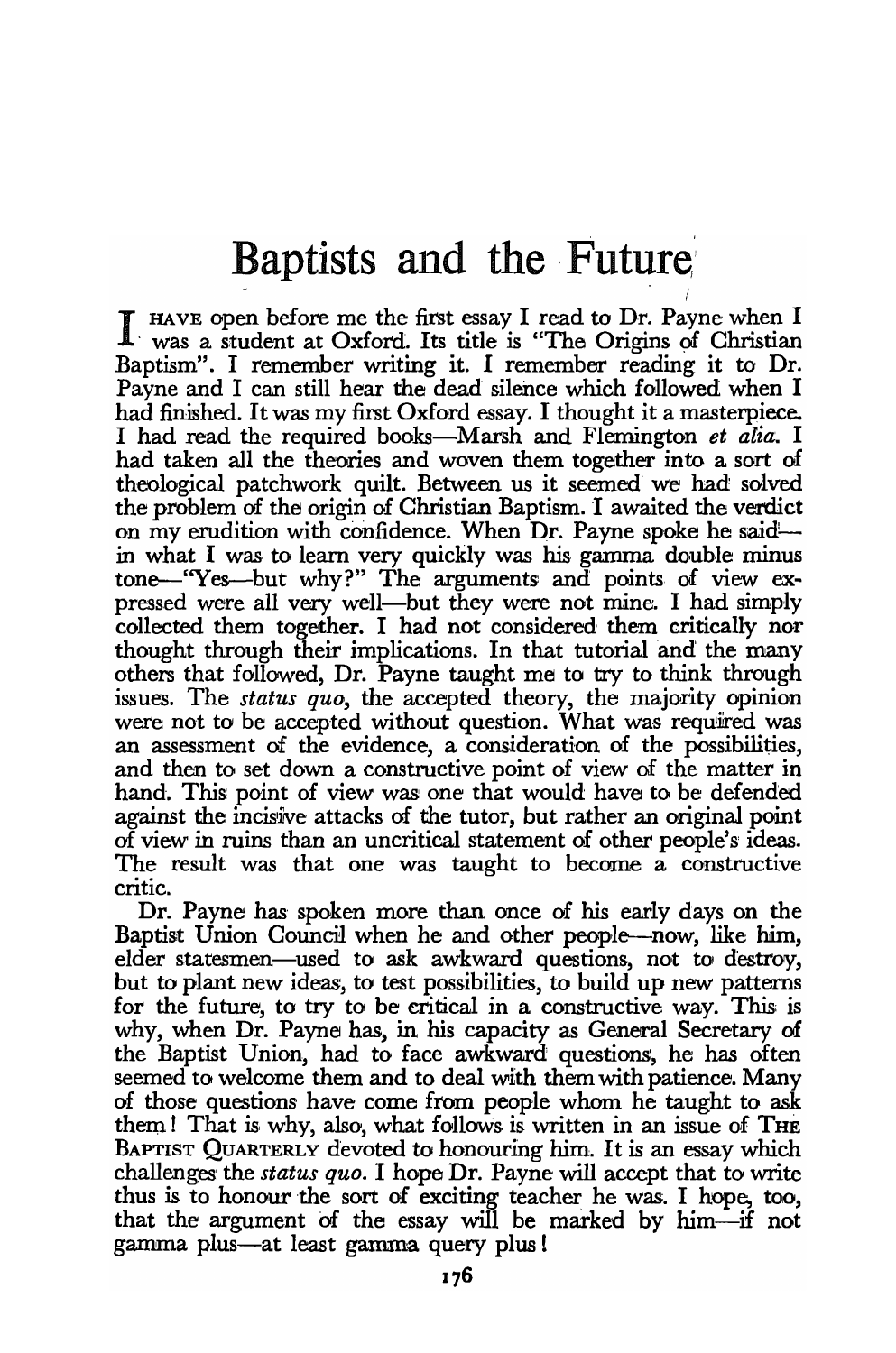# Baptists and the Future

I have open before me the first essay I read to Dr. Payne when I was a student at Oxford. Its title is "The Origins of Christian Baptism". I remember writing it. I remember reading it to Dr. Payne and I can still hear the dead silence which followed when I had finished. It was my first Oxford essay. I thought it a masterpiece. I had read the required books—Marsh and Flemington *et alia*. I had taken all the theories and woven them together into a sort of theological patchwork quilt. Between us it seemed we had solved the problem of the origin of Christian Baptism. I awaited the verdict on my erudition with confidence. When Dr. Payne spoke he said—in what I was to learn very quickly was his gamma double minus tone—"Yes—but why?" The arguments and points of view expressed were all very well—but they were not mine. I had simply collected them together. I had not considered them critically nor thought through their implications. In that tutorial and the many others that followed, Dr. Payne taught me to try to think through issues. The *status quo*, the accepted theory, the majority opinion were not to be accepted without question. What was required was an assessment of the evidence, a consideration of the possibilities, and then to set down a constructive point of view of the matter in hand. This point of view was one that would have to be defended against the incisive attacks of the tutor, but rather an original point of view in ruins than an uncritical statement of other people's ideas. The result was that one was taught to become a constructive critic.

Dr. Payne has spoken more than once of his early days on the Baptist Union Council when he and other people—now, like him, elder statesmen—used to ask awkward questions, not to destroy, but to plant new ideas, to test possibilities, to build up new patterns for the future, to try to be critical in a constructive way. This is why, when Dr. Payne has, in his capacity as General Secretary of the Baptist Union, had to face awkward questions, he has often seemed to welcome them and to deal with them with patience. Many of those questions have come from people whom he taught to ask them! That is why, also, what follows is written in an issue of The Baptist Quarterly devoted to honouring him. It is an essay which challenges the *status quo*. I hope Dr. Payne will accept that to write thus is to honour the sort of exciting teacher he was. I hope, too, that the argument of the essay will be marked by him—if not gamma plus—at least gamma query plus!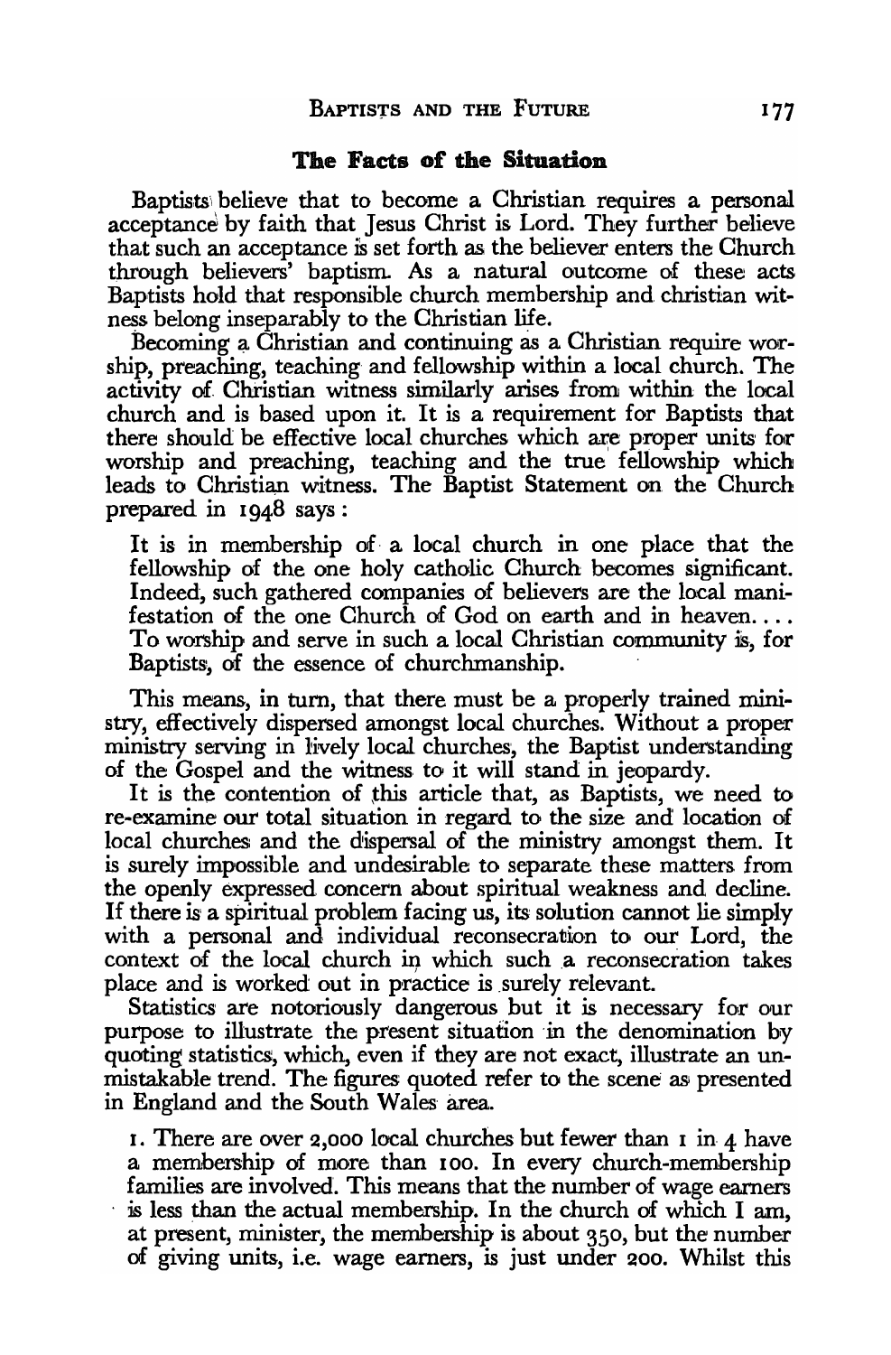## The Facts of the Situation

Baptists believe that to become a Christian requires a personal acceptance by faith that Jesus Christ is Lord. They further believe that such an acceptance is set forth as the believer enters the Church through believers' baptism. As a natural outcome of these acts Baptists hold that responsible church membership and christian witness belong inseparably to the Christian life.

Becoming a Christian and continuing as a Christian require worship, preaching, teaching and fellowship within a local church. The activity of Christian witness similarly arises from within the local church and is based upon it. It is a requirement for Baptists that there should be effective local churches which are proper units for worship and preaching, teaching and the true fellowship which leads to Christian witness. The Baptist Statement on the Church prepared in 1948 says:

> It is in membership of a local church in one place that the fellowship of the one holy catholic Church becomes significant. Indeed, such gathered companies of believers are the local manifestation of the one Church of God on earth and in heaven. . . . To worship and serve in such a local Christian community is, for Baptists, of the essence of churchmanship.

This means, in turn, that there must be a properly trained ministry, effectively dispersed amongst local churches. Without a proper ministry serving in lively local churches, the Baptist understanding of the Gospel and the witness to it will stand in jeopardy.

It is the contention of this article that, as Baptists, we need to re-examine our total situation in regard to the size and location of local churches and the dispersal of the ministry amongst them. It is surely impossible and undesirable to separate these matters from the openly expressed concern about spiritual weakness and decline. If there is a spiritual problem facing us, its solution cannot lie simply with a personal and individual reconsecration to our Lord, the context of the local church in which such a reconsecration takes place and is worked out in practice is surely relevant.

Statistics are notoriously dangerous but it is necessary for our purpose to illustrate the present situation in the denomination by quoting statistics, which, even if they are not exact, illustrate an unmistakable trend. The figures quoted refer to the scene as presented in England and the South Wales area.

1. There are over 2,000 local churches but fewer than 1 in 4 have a membership of more than 100. In every church-membership families are involved. This means that the number of wage earners is less than the actual membership. In the church of which I am, at present, minister, the membership is about 350, but the number of giving units, i.e. wage earners, is just under 200. Whilst this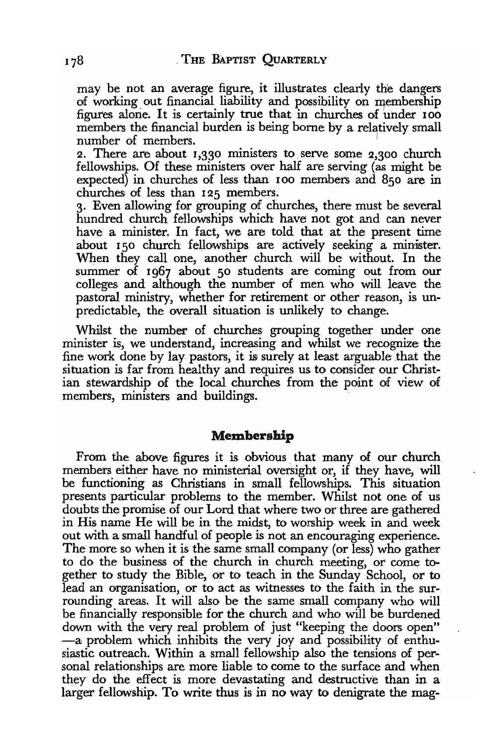may be not an average figure, it illustrates clearly the dangers of working out financial liability and possibility on membership figures alone. It is certainly true that in churches of under 100 members the financial burden is being borne by a relatively small number of members.

2. There are about 1,330 ministers to serve some 2,300 church fellowships. Of these ministers over half are serving (as might be expected) in churches of less than 100 members and 850 are in churches of less than 125 members.

3. Even allowing for grouping of churches, there must be several hundred church fellowships which have not got and can never have a minister. In fact, we are told that at the present time about 150 church fellowships are actively seeking a minister. When they call one, another church will be without. In the summer of 1967 about 50 students are coming out from our colleges and although the number of men who will leave the pastoral ministry, whether for retirement or other reason, is unpredictable, the overall situation is unlikely to change.

Whilst the number of churches grouping together under one minister is, we understand, increasing and whilst we recognize the fine work done by lay pastors, it is surely at least arguable that the situation is far from healthy and requires us to consider our Christian stewardship of the local churches from the point of view of members, ministers and buildings.

## Membership

From the above figures it is obvious that many of our church members either have no ministerial oversight or, if they have, will be functioning as Christians in small fellowships. This situation presents particular problems to the member. Whilst not one of us doubts the promise of our Lord that where two or three are gathered in His name He will be in the midst, to worship week in and week out with a small handful of people is not an encouraging experience. The more so when it is the same small company (or less) who gather to do the business of the church in church meeting, or come together to study the Bible, or to teach in the Sunday School, or to lead an organisation, or to act as witnesses to the faith in the surrounding areas. It will also be the same small company who will be financially responsible for the church and who will be burdened down with the very real problem of just "keeping the doors open" —a problem which inhibits the very joy and possibility of enthusiastic outreach. Within a small fellowship also the tensions of personal relationships are more liable to come to the surface and when they do the effect is more devastating and destructive than in a larger fellowship. To write thus is in no way to denigrate the mag-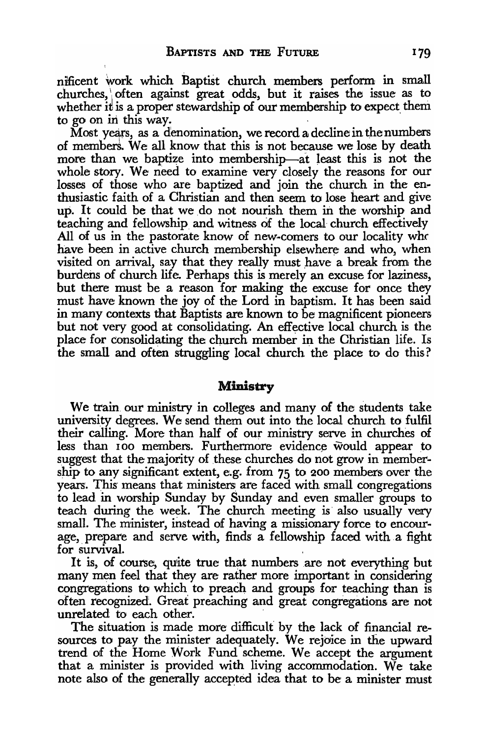nificent work which Baptist church members perform in small churches, often against great odds, but it raises the issue as to whether it is a proper stewardship of our membership to expect them to go on in this way.

Most years, as a denomination, we record a decline in the numbers of members. We all know that this is not because we lose by death more than we baptize into membership—at least this is not the whole story. We need to examine very closely the reasons for our losses of those who are baptized and join the church in the enthusiastic faith of a Christian and then seem to lose heart and give up. It could be that we do not nourish them in the worship and teaching and fellowship and witness of the local church effectively All of us in the pastorate know of new-comers to our locality who have been in active church membership elsewhere and who, when visited on arrival, say that they really must have a break from the burdens of church life. Perhaps this is merely an excuse for laziness, but there must be a reason for making the excuse for once they must have known the joy of the Lord in baptism. It has been said in many contexts that Baptists are known to be magnificent pioneers but not very good at consolidating. An effective local church is the place for consolidating the church member in the Christian life. Is the small and often struggling local church the place to do this?

## Ministry

We train our ministry in colleges and many of the students take university degrees. We send them out into the local church to fulfil their calling. More than half of our ministry serve in churches of less than 100 members. Furthermore evidence would appear to suggest that the majority of these churches do not grow in membership to any significant extent, e.g. from 75 to 200 members over the years. This means that ministers are faced with small congregations to lead in worship Sunday by Sunday and even smaller groups to teach during the week. The church meeting is also usually very small. The minister, instead of having a missionary force to encourage, prepare and serve with, finds a fellowship faced with a fight for survival.

It is, of course, quite true that numbers are not everything but many men feel that they are rather more important in considering congregations to which to preach and groups for teaching than is often recognized. Great preaching and great congregations are not unrelated to each other.

The situation is made more difficult by the lack of financial resources to pay the minister adequately. We rejoice in the upward trend of the Home Work Fund scheme. We accept the argument that a minister is provided with living accommodation. We take note also of the generally accepted idea that to be a minister must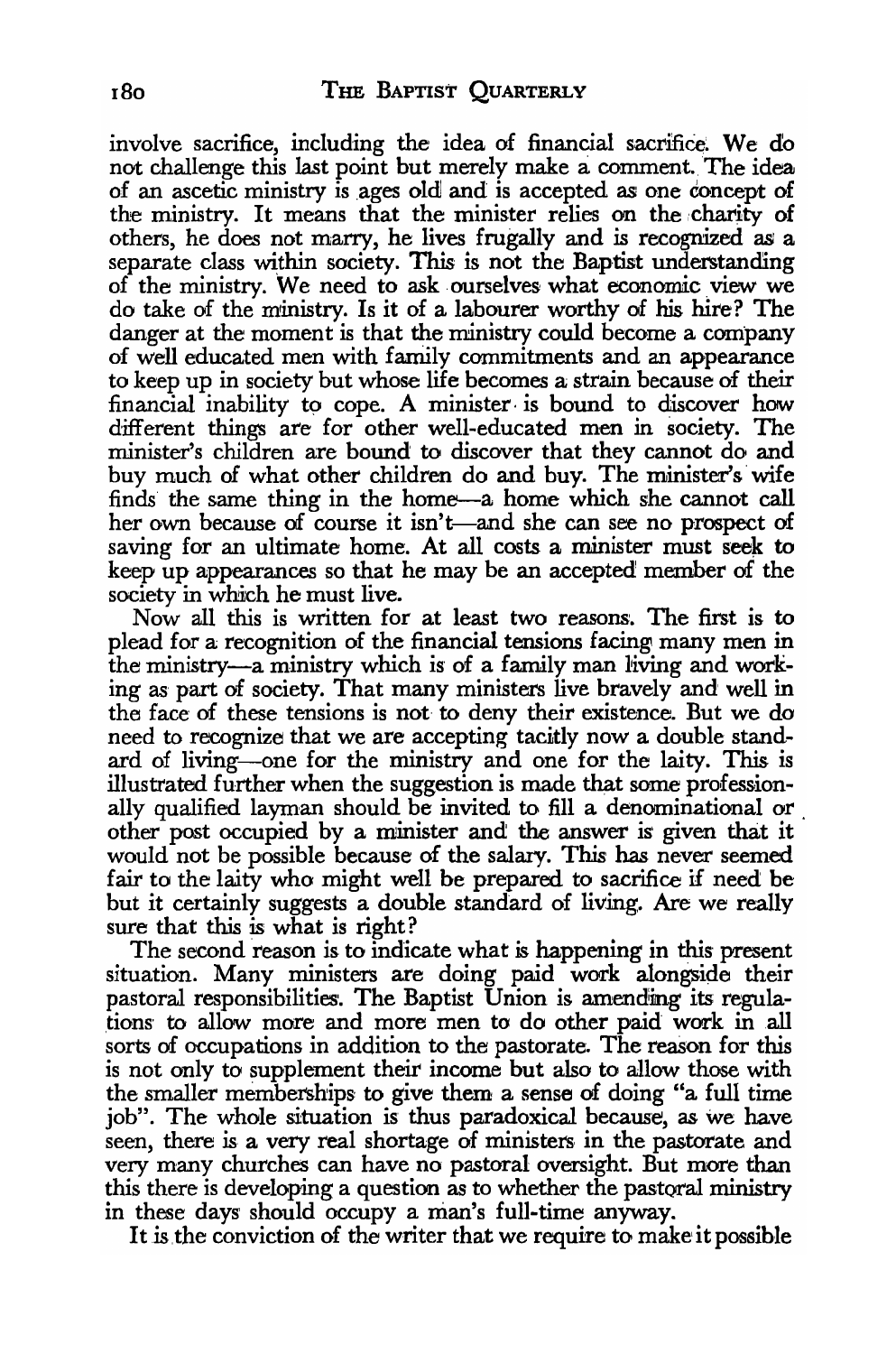involve sacrifice, including the idea of financial sacrifice. We do not challenge this last point but merely make a comment. The idea of an ascetic ministry is ages old and is accepted as one concept of the ministry. It means that the minister relies on the charity of others, he does not marry, he lives frugally and is recognized as a separate class within society. This is not the Baptist understanding of the ministry. We need to ask ourselves what economic view we do take of the ministry. Is it of a labourer worthy of his hire? The danger at the moment is that the ministry could become a company of well educated men with family commitments and an appearance to keep up in society but whose life becomes a strain because of their financial inability to cope. A minister is bound to discover how different things are for other well-educated men in society. The minister's children are bound to discover that they cannot do and buy much of what other children do and buy. The minister's wife finds the same thing in the home—a home which she cannot call her own because of course it isn't—and she can see no prospect of saving for an ultimate home. At all costs a minister must seek to keep up appearances so that he may be an accepted member of the society in which he must live.

Now all this is written for at least two reasons. The first is to plead for a recognition of the financial tensions facing many men in the ministry—a ministry which is of a family man living and working as part of society. That many ministers live bravely and well in the face of these tensions is not to deny their existence. But we do need to recognize that we are accepting tacitly now a double standard of living—one for the ministry and one for the laity. This is illustrated further when the suggestion is made that some professionally qualified layman should be invited to fill a denominational or other post occupied by a minister and the answer is given that it would not be possible because of the salary. This has never seemed fair to the laity who might well be prepared to sacrifice if need be but it certainly suggests a double standard of living. Are we really sure that this is what is right?

The second reason is to indicate what is happening in this present situation. Many ministers are doing paid work alongside their pastoral responsibilities. The Baptist Union is amending its regulations to allow more and more men to do other paid work in all sorts of occupations in addition to the pastorate. The reason for this is not only to supplement their income but also to allow those with the smaller memberships to give them a sense of doing "a full time job". The whole situation is thus paradoxical because, as we have seen, there is a very real shortage of ministers in the pastorate and very many churches can have no pastoral oversight. But more than this there is developing a question as to whether the pastoral ministry in these days should occupy a man's full-time anyway.

It is the conviction of the writer that we require to make it possible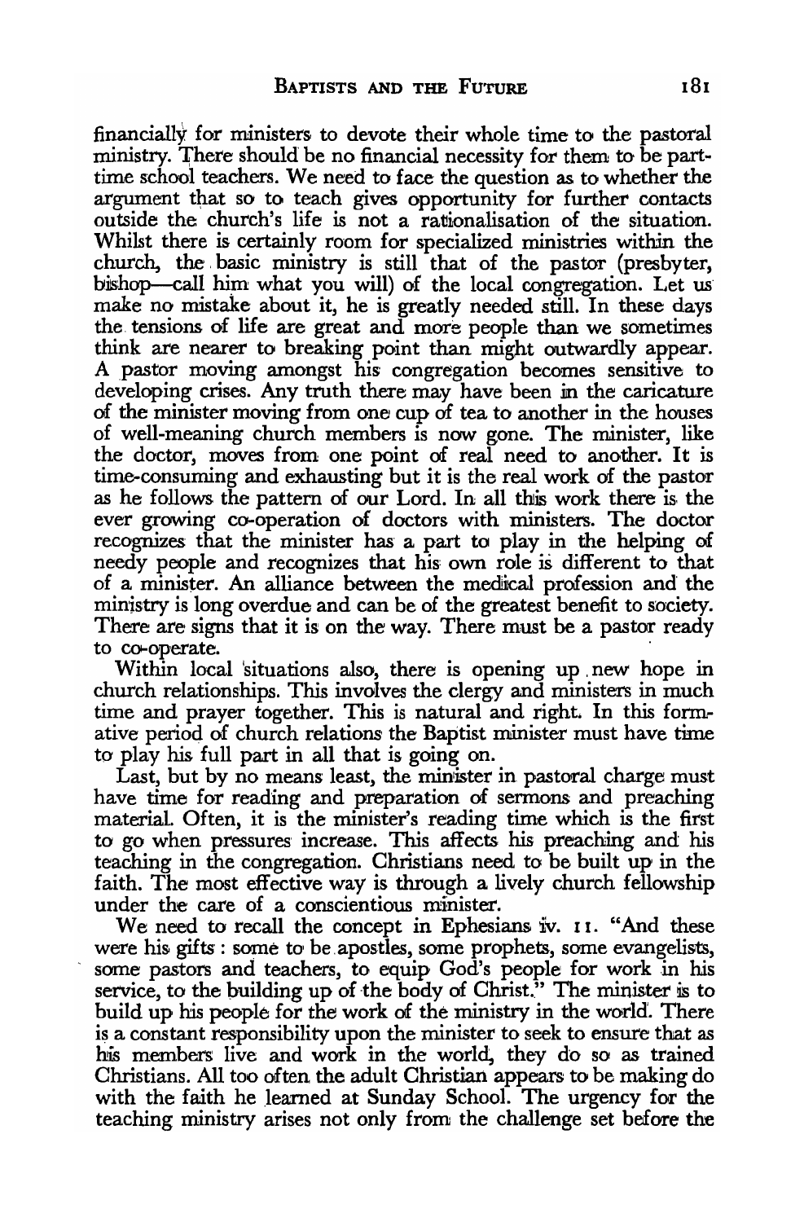financially for ministers to devote their whole time to the pastoral ministry. There should be no financial necessity for them to be part-time school teachers. We need to face the question as to whether the argument that so to teach gives opportunity for further contacts outside the church's life is not a rationalisation of the situation. Whilst there is certainly room for specialized ministries within the church, the basic ministry is still that of the pastor (presbyter, bishop—call him what you will) of the local congregation. Let us make no mistake about it, he is greatly needed still. In these days the tensions of life are great and more people than we sometimes think are nearer to breaking point than might outwardly appear. A pastor moving amongst his congregation becomes sensitive to developing crises. Any truth there may have been in the caricature of the minister moving from one cup of tea to another in the houses of well-meaning church members is now gone. The minister, like the doctor, moves from one point of real need to another. It is time-consuming and exhausting but it is the real work of the pastor as he follows the pattern of our Lord. In all this work there is the ever growing co-operation of doctors with ministers. The doctor recognizes that the minister has a part to play in the helping of needy people and recognizes that his own role is different to that of a minister. An alliance between the medical profession and the ministry is long overdue and can be of the greatest benefit to society. There are signs that it is on the way. There must be a pastor ready to co-operate.

Within local situations also, there is opening up new hope in church relationships. This involves the clergy and ministers in much time and prayer together. This is natural and right. In this formative period of church relations the Baptist minister must have time to play his full part in all that is going on.

Last, but by no means least, the minister in pastoral charge must have time for reading and preparation of sermons and preaching material. Often, it is the minister's reading time which is the first to go when pressures increase. This affects his preaching and his teaching in the congregation. Christians need to be built up in the faith. The most effective way is through a lively church fellowship under the care of a conscientious minister.

We need to recall the concept in Ephesians iv. 11. "And these were his gifts : some to be apostles, some prophets, some evangelists, some pastors and teachers, to equip God's people for work in his service, to the building up of the body of Christ." The minister is to build up his people for the work of the ministry in the world. There is a constant responsibility upon the minister to seek to ensure that as his members live and work in the world, they do so as trained Christians. All too often the adult Christian appears to be making do with the faith he learned at Sunday School. The urgency for the teaching ministry arises not only from the challenge set before the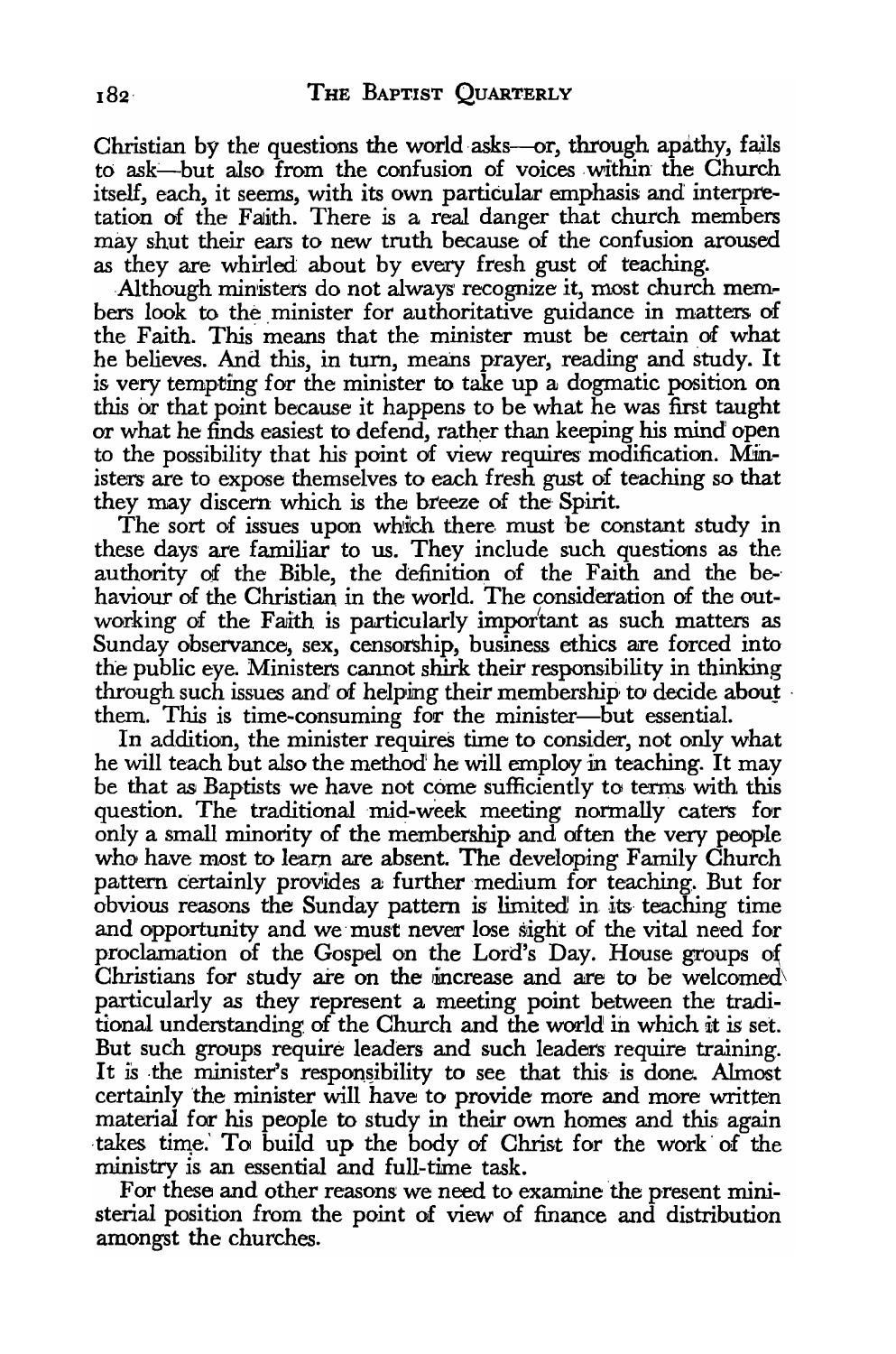Christian by the questions the world asks—or, through apathy, fails to ask—but also from the confusion of voices within the Church itself, each, it seems, with its own particular emphasis and interpretation of the Faith. There is a real danger that church members may shut their ears to new truth because of the confusion aroused as they are whirled about by every fresh gust of teaching.

Although ministers do not always recognize it, most church members look to the minister for authoritative guidance in matters of the Faith. This means that the minister must be certain of what he believes. And this, in turn, means prayer, reading and study. It is very tempting for the minister to take up a dogmatic position on this or that point because it happens to be what he was first taught or what he finds easiest to defend, rather than keeping his mind open to the possibility that his point of view requires modification. Ministers are to expose themselves to each fresh gust of teaching so that they may discern which is the breeze of the Spirit.

The sort of issues upon which there must be constant study in these days are familiar to us. They include such questions as the authority of the Bible, the definition of the Faith and the behaviour of the Christian in the world. The consideration of the outworking of the Faith is particularly important as such matters as Sunday observance, sex, censorship, business ethics are forced into the public eye. Ministers cannot shirk their responsibility in thinking through such issues and of helping their membership to decide about them. This is time-consuming for the minister—but essential.

In addition, the minister requires time to consider, not only what he will teach but also the method he will employ in teaching. It may be that as Baptists we have not come sufficiently to terms with this question. The traditional mid-week meeting normally caters for only a small minority of the membership and often the very people who have most to learn are absent. The developing Family Church pattern certainly provides a further medium for teaching. But for obvious reasons the Sunday pattern is limited in its teaching time and opportunity and we must never lose sight of the vital need for proclamation of the Gospel on the Lord's Day. House groups of Christians for study are on the increase and are to be welcomed particularly as they represent a meeting point between the traditional understanding of the Church and the world in which it is set. But such groups require leaders and such leaders require training. It is the minister's responsibility to see that this is done. Almost certainly the minister will have to provide more and more written material for his people to study in their own homes and this again takes time. To build up the body of Christ for the work of the ministry is an essential and full-time task.

For these and other reasons we need to examine the present ministerial position from the point of view of finance and distribution amongst the churches.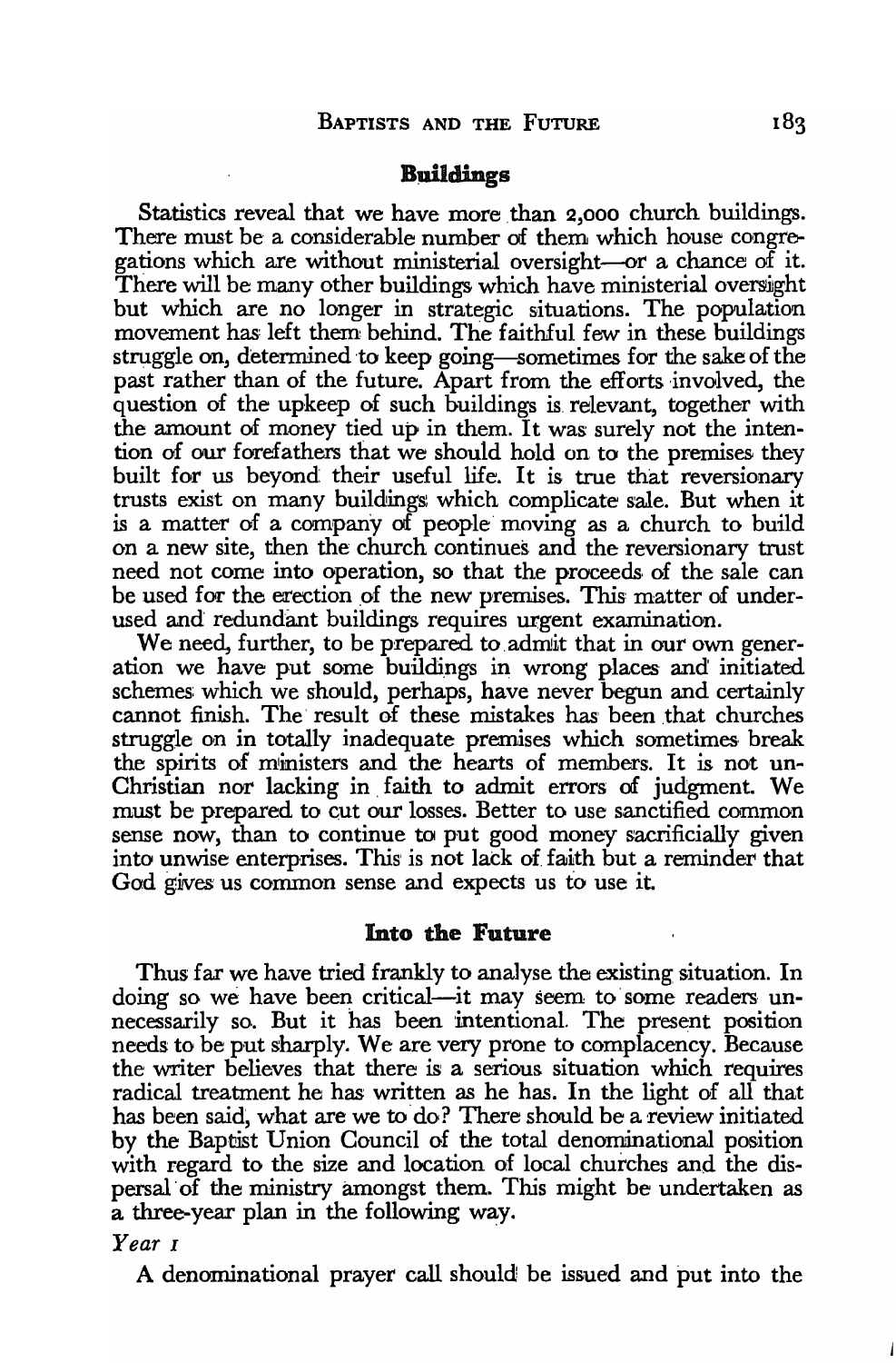## Buildings

Statistics reveal that we have more than 2,000 church buildings. There must be a considerable number of them which house congregations which are without ministerial oversight—or a chance of it. There will be many other buildings which have ministerial oversight but which are no longer in strategic situations. The population movement has left them behind. The faithful few in these buildings struggle on, determined to keep going—sometimes for the sake of the past rather than of the future. Apart from the efforts involved, the question of the upkeep of such buildings is relevant, together with the amount of money tied up in them. It was surely not the intention of our forefathers that we should hold on to the premises they built for us beyond their useful life. It is true that reversionary trusts exist on many buildings which complicate sale. But when it is a matter of a company of people moving as a church to build on a new site, then the church continues and the reversionary trust need not come into operation, so that the proceeds of the sale can be used for the erection of the new premises. This matter of under-used and redundant buildings requires urgent examination.

We need, further, to be prepared to admit that in our own generation we have put some buildings in wrong places and initiated schemes which we should, perhaps, have never begun and certainly cannot finish. The result of these mistakes has been that churches struggle on in totally inadequate premises which sometimes break the spirits of ministers and the hearts of members. It is not un-Christian nor lacking in faith to admit errors of judgment. We must be prepared to cut our losses. Better to use sanctified common sense now, than to continue to put good money sacrificially given into unwise enterprises. This is not lack of faith but a reminder that God gives us common sense and expects us to use it.

## Into the Future

Thus far we have tried frankly to analyse the existing situation. In doing so we have been critical—it may seem to some readers unnecessarily so. But it has been intentional. The present position needs to be put sharply. We are very prone to complacency. Because the writer believes that there is a serious situation which requires radical treatment he has written as he has. In the light of all that has been said, what are we to do? There should be a review initiated by the Baptist Union Council of the total denominational position with regard to the size and location of local churches and the dispersal of the ministry amongst them. This might be undertaken as a three-year plan in the following way.

*Year 1*

A denominational prayer call should be issued and put into the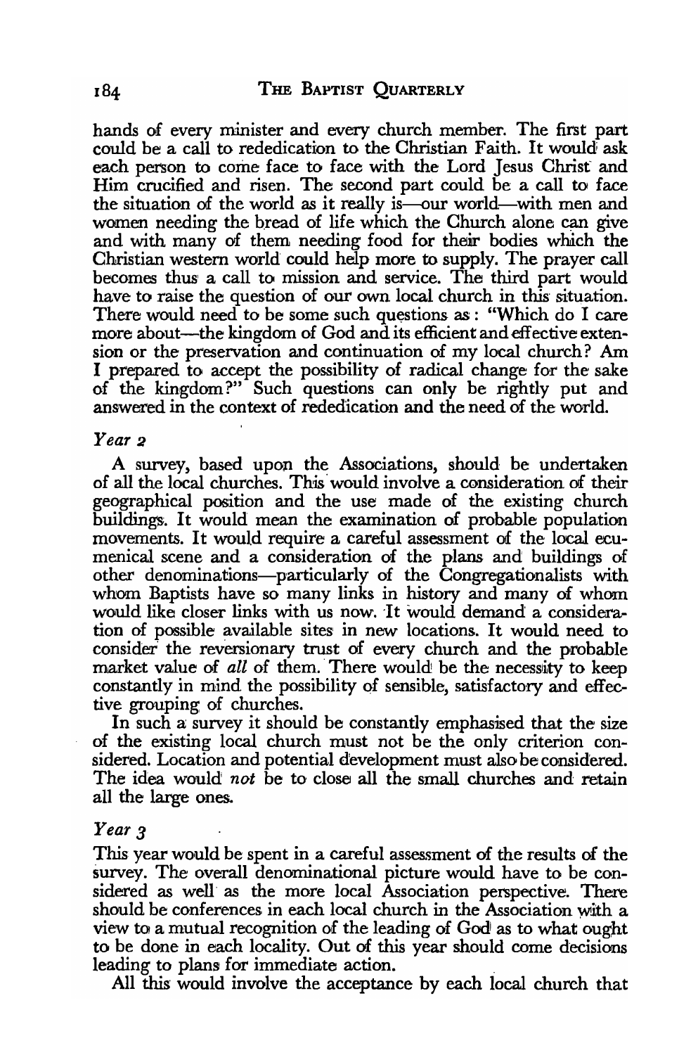hands of every minister and every church member. The first part could be a call to rededication to the Christian Faith. It would ask each person to come face to face with the Lord Jesus Christ and Him crucified and risen. The second part could be a call to face the situation of the world as it really is—our world—with men and women needing the bread of life which the Church alone can give and with many of them needing food for their bodies which the Christian western world could help more to supply. The prayer call becomes thus a call to mission and service. The third part would have to raise the question of our own local church in this situation. There would need to be some such questions as: "Which do I care more about—the kingdom of God and its efficient and effective extension or the preservation and continuation of my local church? Am I prepared to accept the possibility of radical change for the sake of the kingdom?" Such questions can only be rightly put and answered in the context of rededication and the need of the world.

### *Year 2*

A survey, based upon the Associations, should be undertaken of all the local churches. This would involve a consideration of their geographical position and the use made of the existing church buildings. It would mean the examination of probable population movements. It would require a careful assessment of the local ecumenical scene and a consideration of the plans and buildings of other denominations—particularly of the Congregationalists with whom Baptists have so many links in history and many of whom would like closer links with us now. It would demand a consideration of possible available sites in new locations. It would need to consider the reversionary trust of every church and the probable market value of *all* of them. There would be the necessity to keep constantly in mind the possibility of sensible, satisfactory and effective grouping of churches.

In such a survey it should be constantly emphasised that the size of the existing local church must not be the only criterion considered. Location and potential development must also be considered. The idea would *not* be to close all the small churches and retain all the large ones.

### *Year 3*

This year would be spent in a careful assessment of the results of the survey. The overall denominational picture would have to be considered as well as the more local Association perspective. There should be conferences in each local church in the Association with a view to a mutual recognition of the leading of God as to what ought to be done in each locality. Out of this year should come decisions leading to plans for immediate action.

All this would involve the acceptance by each local church that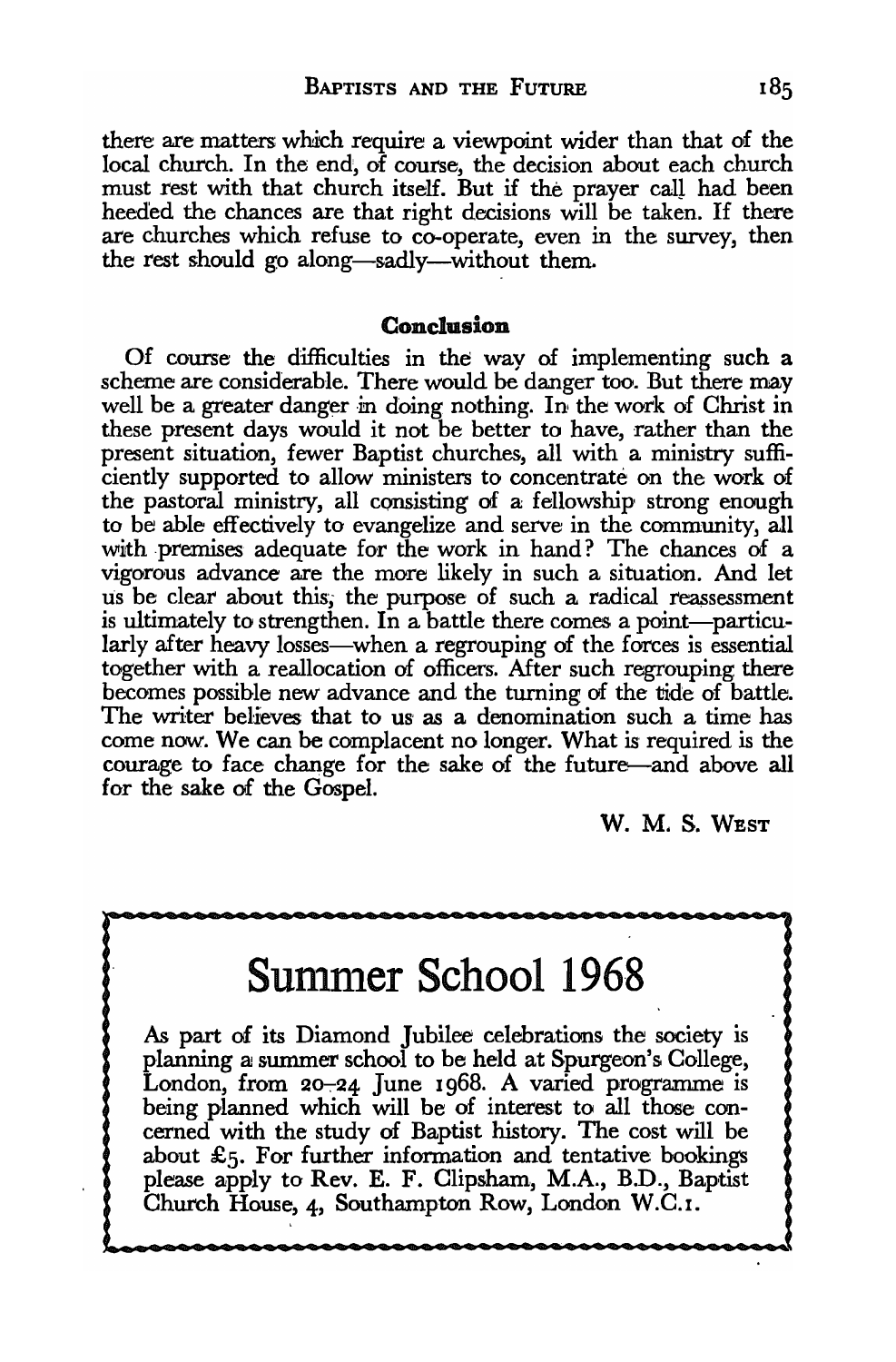there are matters which require a viewpoint wider than that of the local church. In the end, of course, the decision about each church must rest with that church itself. But if the prayer call had been heeded the chances are that right decisions will be taken. If there are churches which refuse to co-operate, even in the survey, then the rest should go along—sadly—without them.

### Conclusion

Of course the difficulties in the way of implementing such a scheme are considerable. There would be danger too. But there may well be a greater danger in doing nothing. In the work of Christ in these present days would it not be better to have, rather than the present situation, fewer Baptist churches, all with a ministry sufficiently supported to allow ministers to concentrate on the work of the pastoral ministry, all consisting of a fellowship strong enough to be able effectively to evangelize and serve in the community, all with premises adequate for the work in hand? The chances of a vigorous advance are the more likely in such a situation. And let us be clear about this; the purpose of such a radical reassessment is ultimately to strengthen. In a battle there comes a point—particularly after heavy losses—when a regrouping of the forces is essential together with a reallocation of officers. After such regrouping there becomes possible new advance and the turning of the tide of battle. The writer believes that to us as a denomination such a time has come now. We can be complacent no longer. What is required is the courage to face change for the sake of the future—and above all for the sake of the Gospel.

W. M. S. WEST

## Summer School 1968

As part of its Diamond Jubilee celebrations the society is planning a summer school to be held at Spurgeon's College, London, from 20–24 June 1968. A varied programme is being planned which will be of interest to all those concerned with the study of Baptist history. The cost will be about £5. For further information and tentative bookings please apply to Rev. E. F. Clipsham, M.A., B.D., Baptist Church House, 4, Southampton Row, London W.C.1.